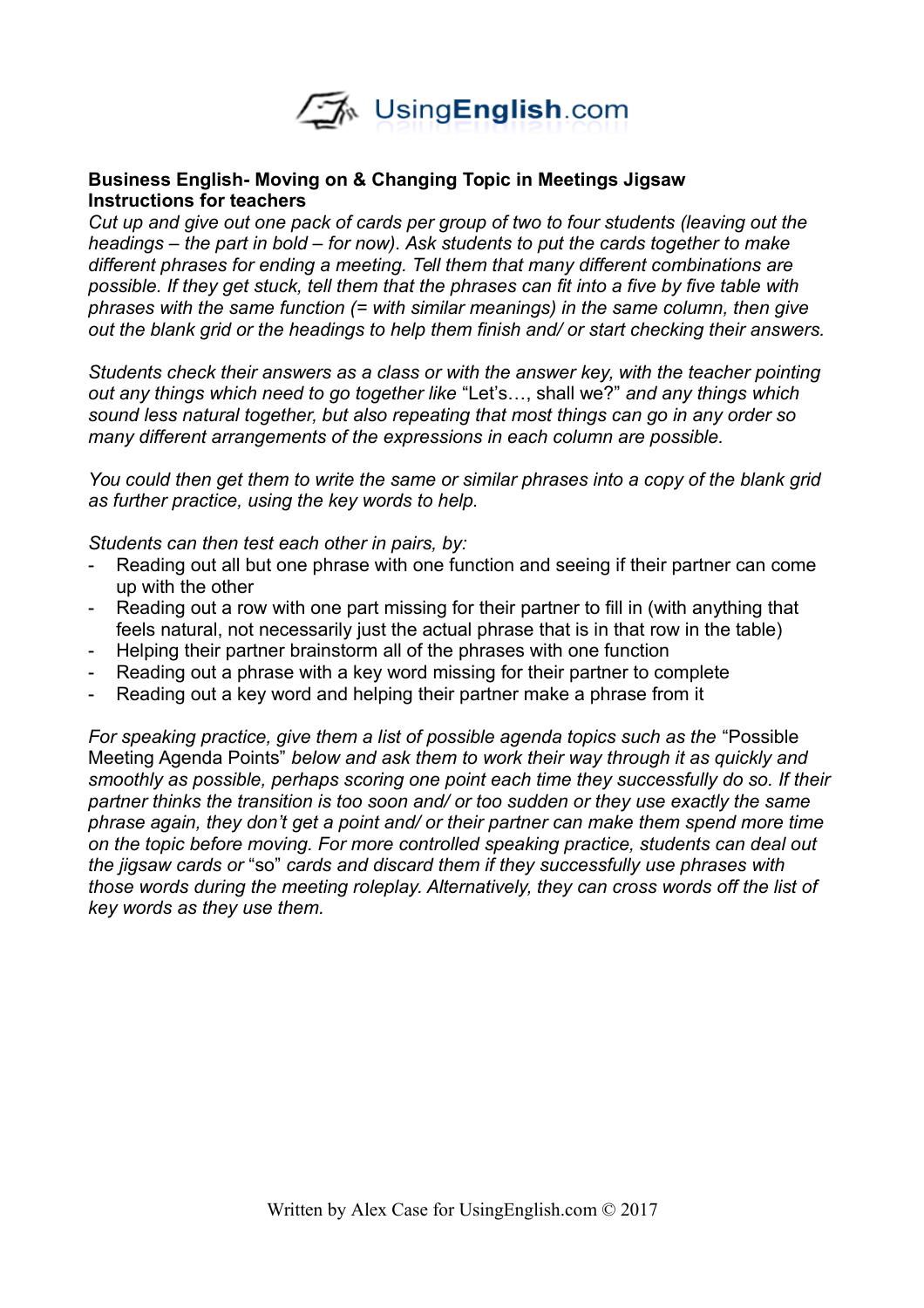**Business English- Moving on & Changing Topic in Meetings Jigsaw**
**Instructions for teachers**

*Cut up and give out one pack of cards per group of two to four students (leaving out the headings – the part in bold – for now). Ask students to put the cards together to make different phrases for ending a meeting. Tell them that many different combinations are possible. If they get stuck, tell them that the phrases can fit into a five by five table with phrases with the same function (= with similar meanings) in the same column, then give out the blank grid or the headings to help them finish and/ or start checking their answers.*

*Students check their answers as a class or with the answer key, with the teacher pointing out any things which need to go together like* "Let's…, shall we?" *and any things which sound less natural together, but also repeating that most things can go in any order so many different arrangements of the expressions in each column are possible.*

*You could then get them to write the same or similar phrases into a copy of the blank grid as further practice, using the key words to help.*

*Students can then test each other in pairs, by:*

- Reading out all but one phrase with one function and seeing if their partner can come up with the other
- Reading out a row with one part missing for their partner to fill in (with anything that feels natural, not necessarily just the actual phrase that is in that row in the table)
- Helping their partner brainstorm all of the phrases with one function
- Reading out a phrase with a key word missing for their partner to complete
- Reading out a key word and helping their partner make a phrase from it

*For speaking practice, give them a list of possible agenda topics such as the* "Possible Meeting Agenda Points" *below and ask them to work their way through it as quickly and smoothly as possible, perhaps scoring one point each time they successfully do so. If their partner thinks the transition is too soon and/ or too sudden or they use exactly the same phrase again, they don't get a point and/ or their partner can make them spend more time on the topic before moving. For more controlled speaking practice, students can deal out the jigsaw cards or* "so" *cards and discard them if they successfully use phrases with those words during the meeting roleplay. Alternatively, they can cross words off the list of key words as they use them.*

Written by Alex Case for UsingEnglish.com © 2017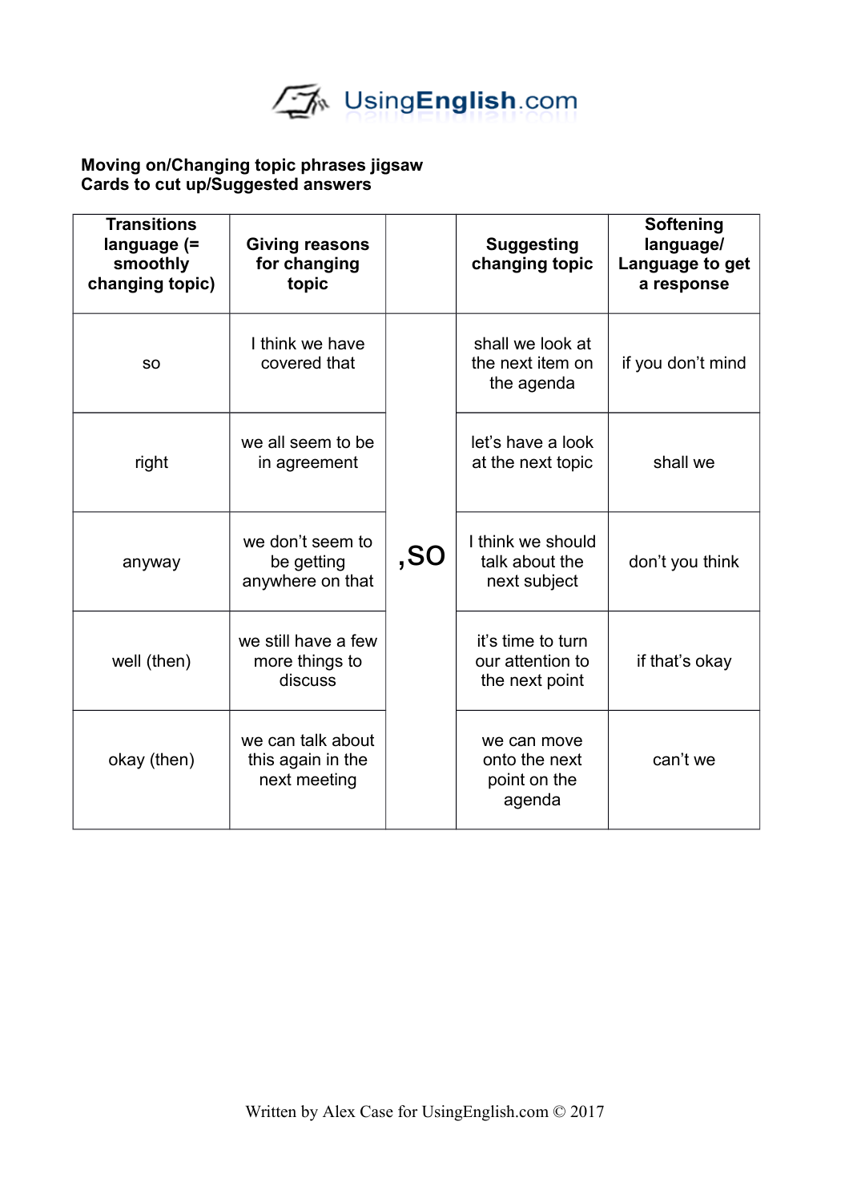**Moving on/Changing topic phrases jigsaw**
**Cards to cut up/Suggested answers**

| Transitions language (= smoothly changing topic) | Giving reasons for changing topic | | Suggesting changing topic | Softening language/ Language to get a response |
|---|---|---|---|---|
| so | I think we have covered that | ,so | shall we look at the next item on the agenda | if you don't mind |
| right | we all seem to be in agreement | | let's have a look at the next topic | shall we |
| anyway | we don't seem to be getting anywhere on that | | I think we should talk about the next subject | don't you think |
| well (then) | we still have a few more things to discuss | | it's time to turn our attention to the next point | if that's okay |
| okay (then) | we can talk about this again in the next meeting | | we can move onto the next point on the agenda | can't we |

Written by Alex Case for UsingEnglish.com © 2017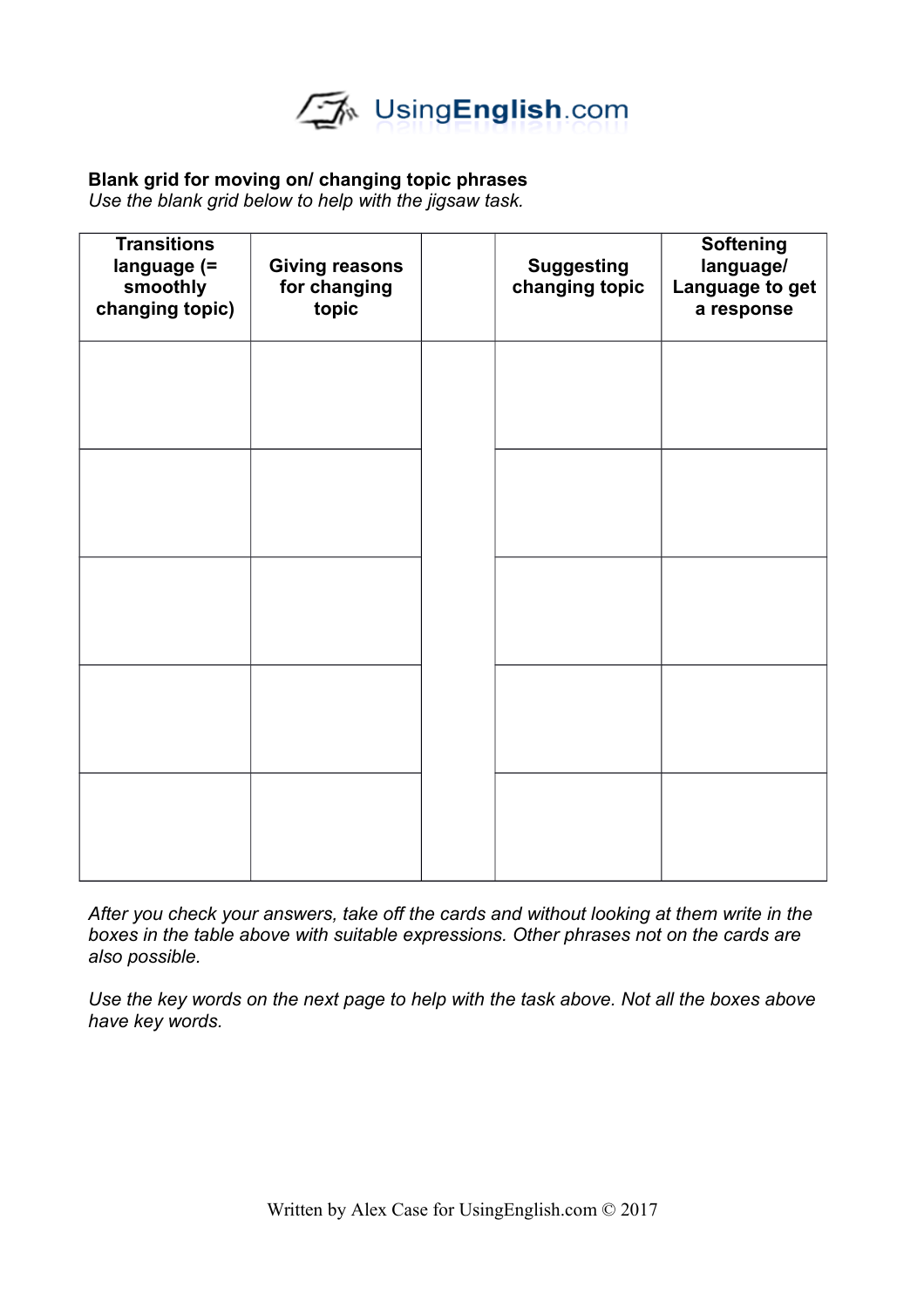**Blank grid for moving on/ changing topic phrases**
*Use the blank grid below to help with the jigsaw task.*

| Transitions language (= smoothly changing topic) | Giving reasons for changing topic | | Suggesting changing topic | Softening language/ Language to get a response |
|---|---|---|---|---|
| | | | | |
| | | | | |
| | | | | |
| | | | | |
| | | | | |

*After you check your answers, take off the cards and without looking at them write in the boxes in the table above with suitable expressions. Other phrases not on the cards are also possible.*

*Use the key words on the next page to help with the task above. Not all the boxes above have key words.*

Written by Alex Case for UsingEnglish.com © 2017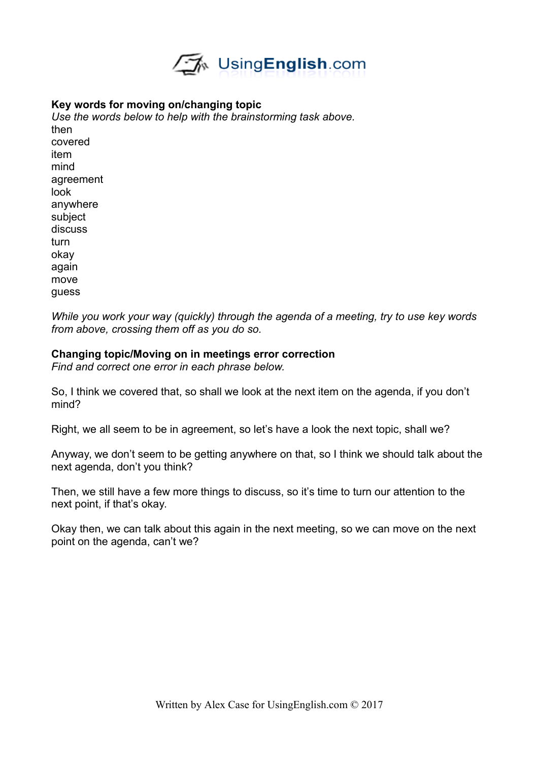**Key words for moving on/changing topic**

*Use the words below to help with the brainstorming task above.*

then
covered
item
mind
agreement
look
anywhere
subject
discuss
turn
okay
again
move
guess

*While you work your way (quickly) through the agenda of a meeting, try to use key words from above, crossing them off as you do so.*

**Changing topic/Moving on in meetings error correction**

*Find and correct one error in each phrase below.*

So, I think we covered that, so shall we look at the next item on the agenda, if you don't mind?

Right, we all seem to be in agreement, so let's have a look the next topic, shall we?

Anyway, we don't seem to be getting anywhere on that, so I think we should talk about the next agenda, don't you think?

Then, we still have a few more things to discuss, so it's time to turn our attention to the next point, if that's okay.

Okay then, we can talk about this again in the next meeting, so we can move on the next point on the agenda, can't we?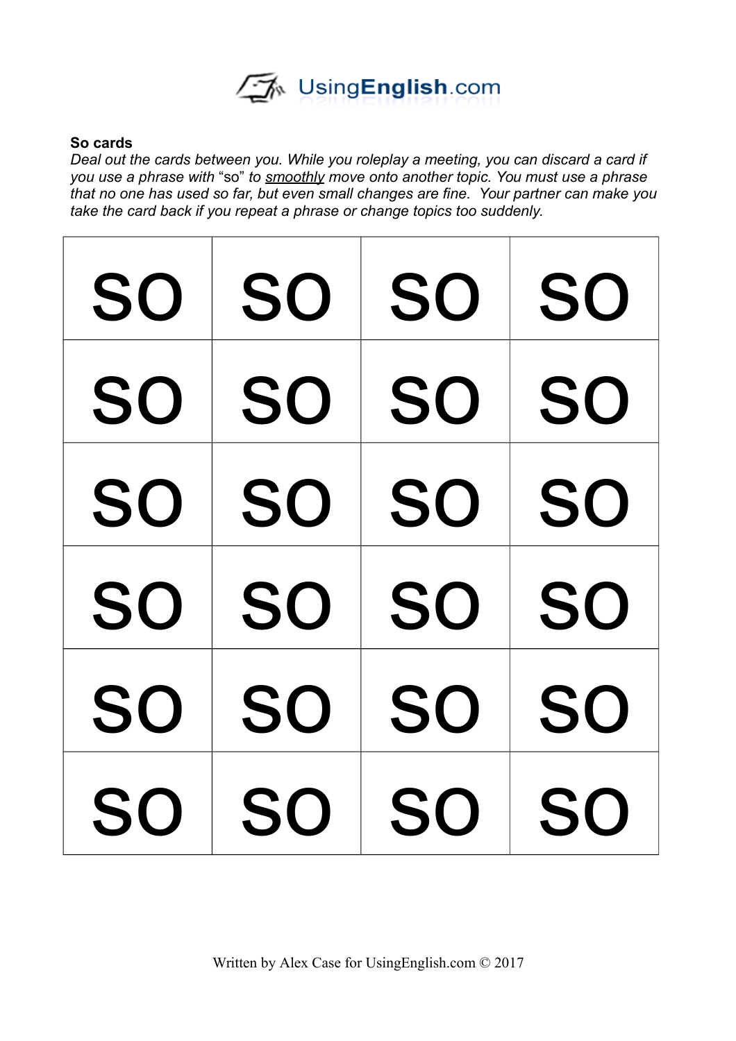UsingEnglish.com

**So cards**

*Deal out the cards between you. While you roleplay a meeting, you can discard a card if you use a phrase with "so" to smoothly move onto another topic. You must use a phrase that no one has used so far, but even small changes are fine. Your partner can make you take the card back if you repeat a phrase or change topics too suddenly.*

| | | | |
|---|---|---|---|
| SO | SO | SO | SO |
| SO | SO | SO | SO |
| SO | SO | SO | SO |
| SO | SO | SO | SO |
| SO | SO | SO | SO |
| SO | SO | SO | SO |

Written by Alex Case for UsingEnglish.com © 2017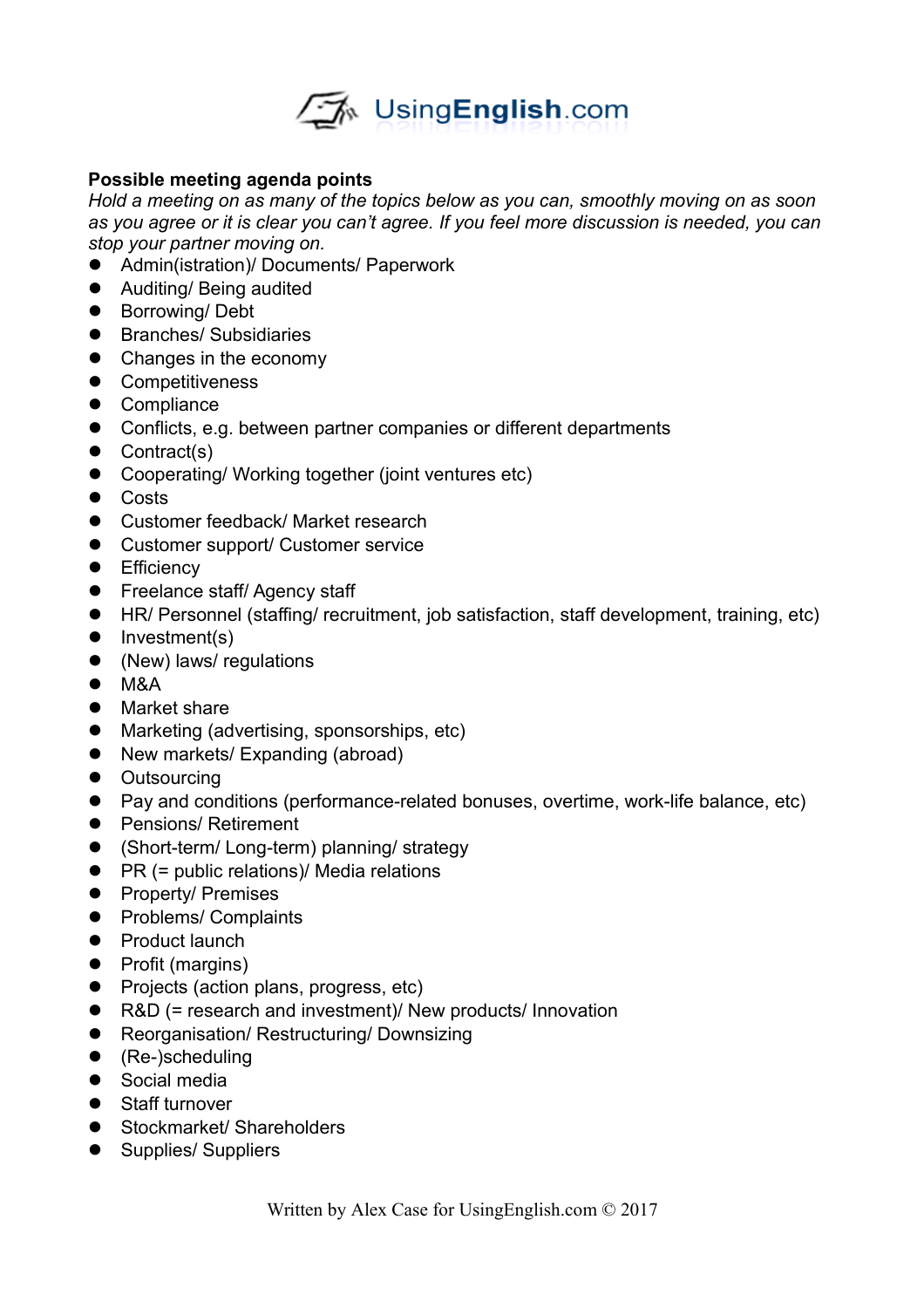**Possible meeting agenda points**

*Hold a meeting on as many of the topics below as you can, smoothly moving on as soon as you agree or it is clear you can't agree. If you feel more discussion is needed, you can stop your partner moving on.*

- Admin(istration)/ Documents/ Paperwork
- Auditing/ Being audited
- Borrowing/ Debt
- Branches/ Subsidiaries
- Changes in the economy
- Competitiveness
- Compliance
- Conflicts, e.g. between partner companies or different departments
- Contract(s)
- Cooperating/ Working together (joint ventures etc)
- Costs
- Customer feedback/ Market research
- Customer support/ Customer service
- Efficiency
- Freelance staff/ Agency staff
- HR/ Personnel (staffing/ recruitment, job satisfaction, staff development, training, etc)
- Investment(s)
- (New) laws/ regulations
- M&A
- Market share
- Marketing (advertising, sponsorships, etc)
- New markets/ Expanding (abroad)
- Outsourcing
- Pay and conditions (performance-related bonuses, overtime, work-life balance, etc)
- Pensions/ Retirement
- (Short-term/ Long-term) planning/ strategy
- PR (= public relations)/ Media relations
- Property/ Premises
- Problems/ Complaints
- Product launch
- Profit (margins)
- Projects (action plans, progress, etc)
- R&D (= research and investment)/ New products/ Innovation
- Reorganisation/ Restructuring/ Downsizing
- (Re-)scheduling
- Social media
- Staff turnover
- Stockmarket/ Shareholders
- Supplies/ Suppliers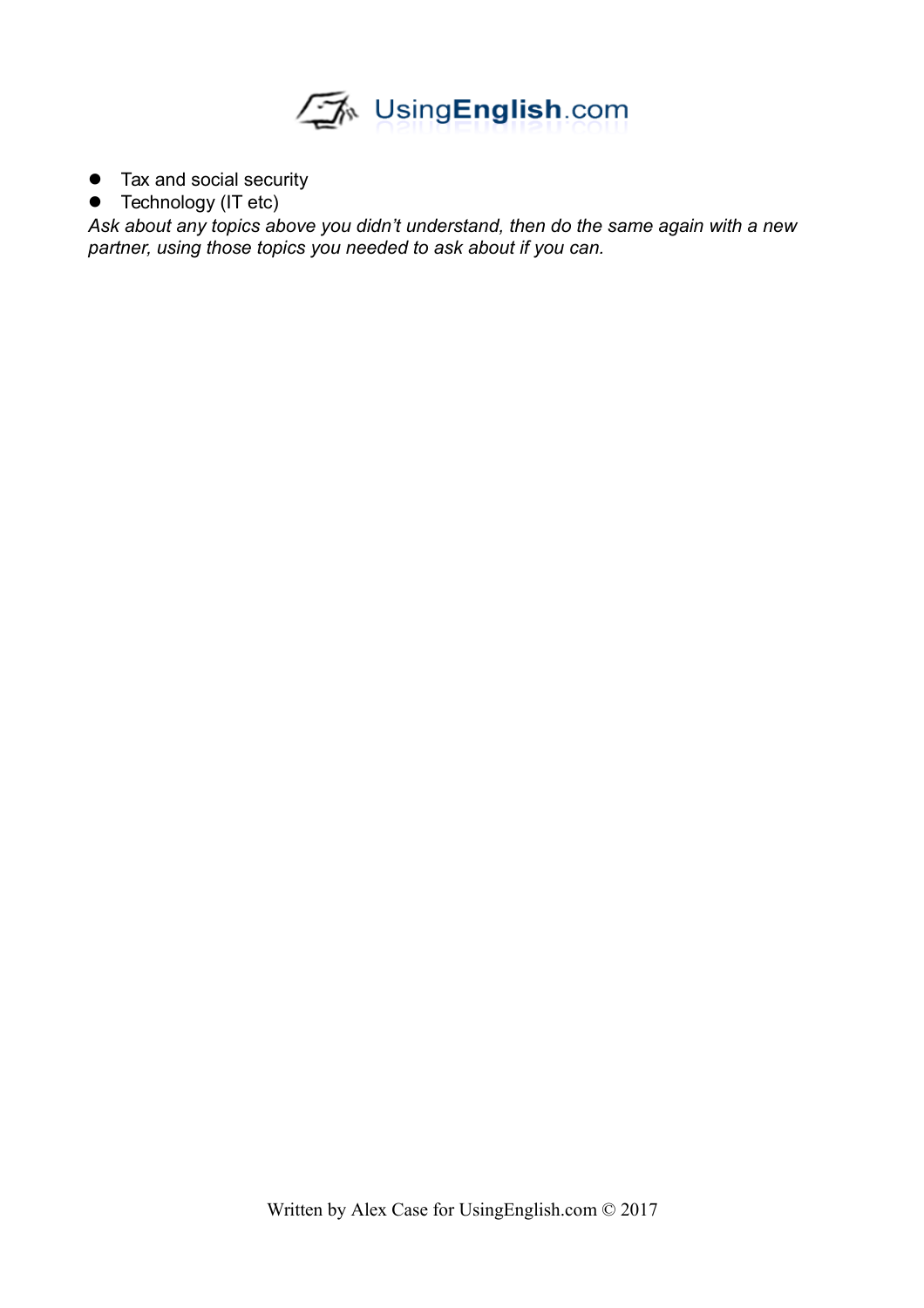- Tax and social security
- Technology (IT etc)

*Ask about any topics above you didn't understand, then do the same again with a new partner, using those topics you needed to ask about if you can.*